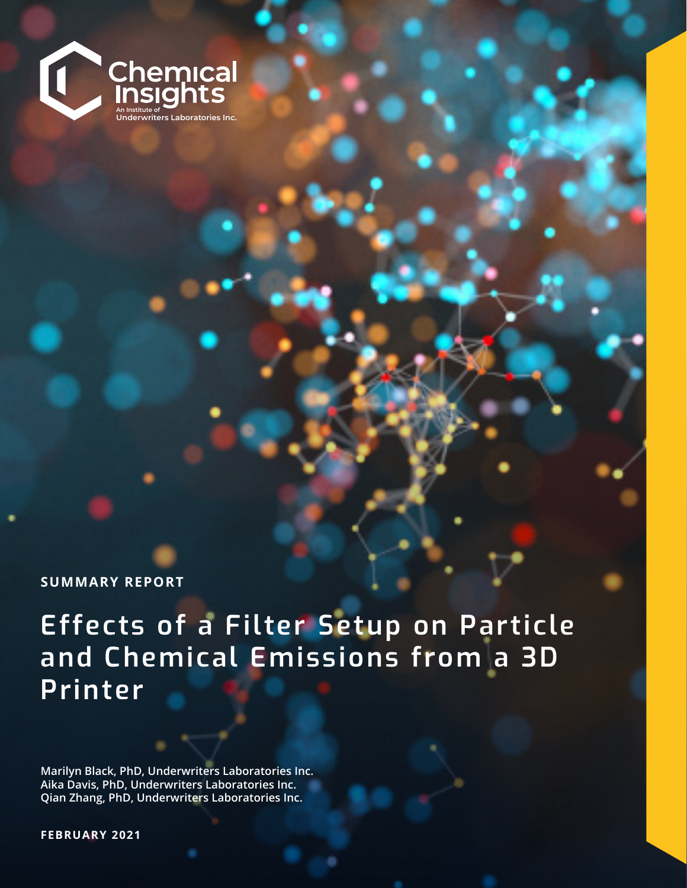Chemical Insights
An Institute of
Underwriters Laboratories Inc.

**SUMMARY REPORT**

# Effects of a Filter Setup on Particle and Chemical Emissions from a 3D Printer

**Marilyn Black, PhD, Underwriters Laboratories Inc.**
**Aika Davis, PhD, Underwriters Laboratories Inc.**
**Qian Zhang, PhD, Underwriters Laboratories Inc.**

**FEBRUARY 2021**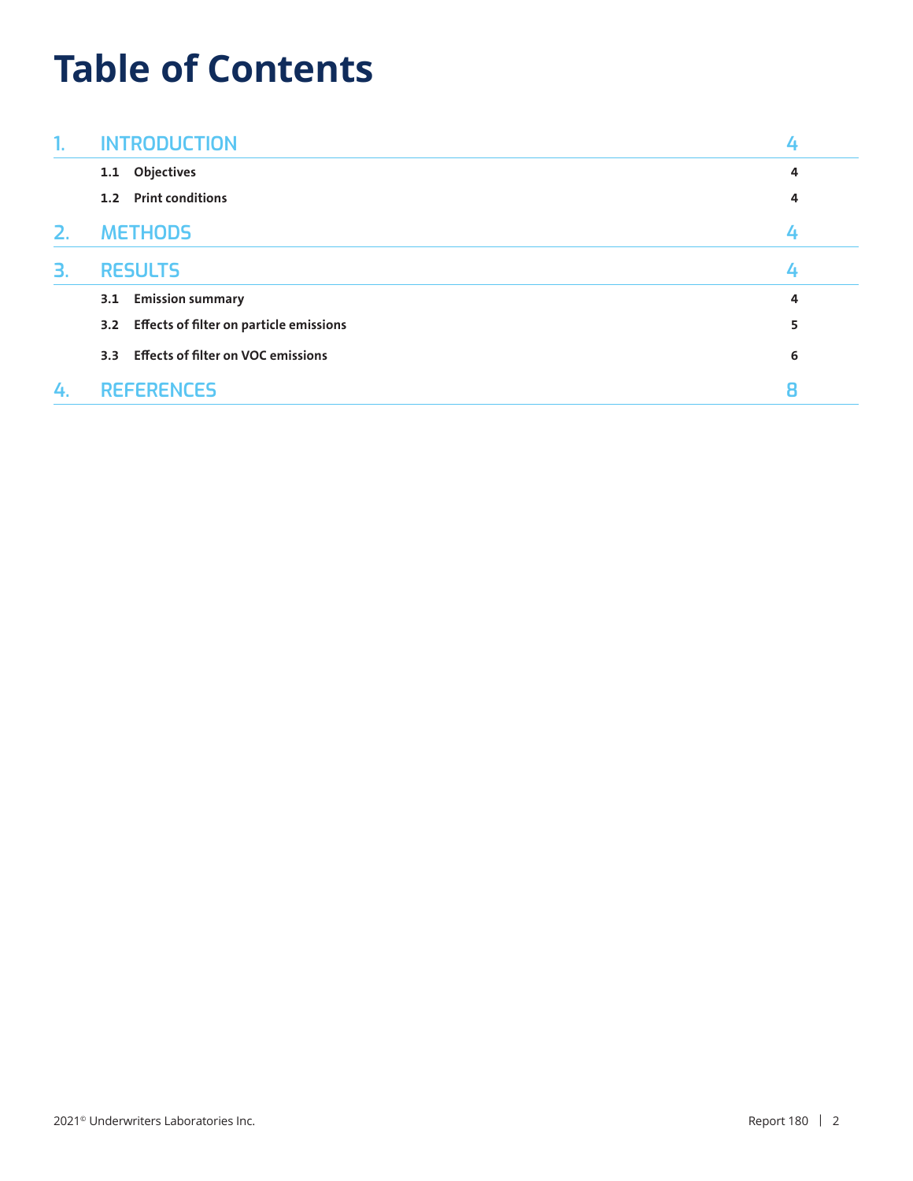# Table of Contents

| | | |
|---|---|---|
| 1. | INTRODUCTION | 4 |
| | 1.1 Objectives | 4 |
| | 1.2 Print conditions | 4 |
| 2. | METHODS | 4 |
| 3. | RESULTS | 4 |
| | 3.1 Emission summary | 4 |
| | 3.2 Effects of filter on particle emissions | 5 |
| | 3.3 Effects of filter on VOC emissions | 6 |
| 4. | REFERENCES | 8 |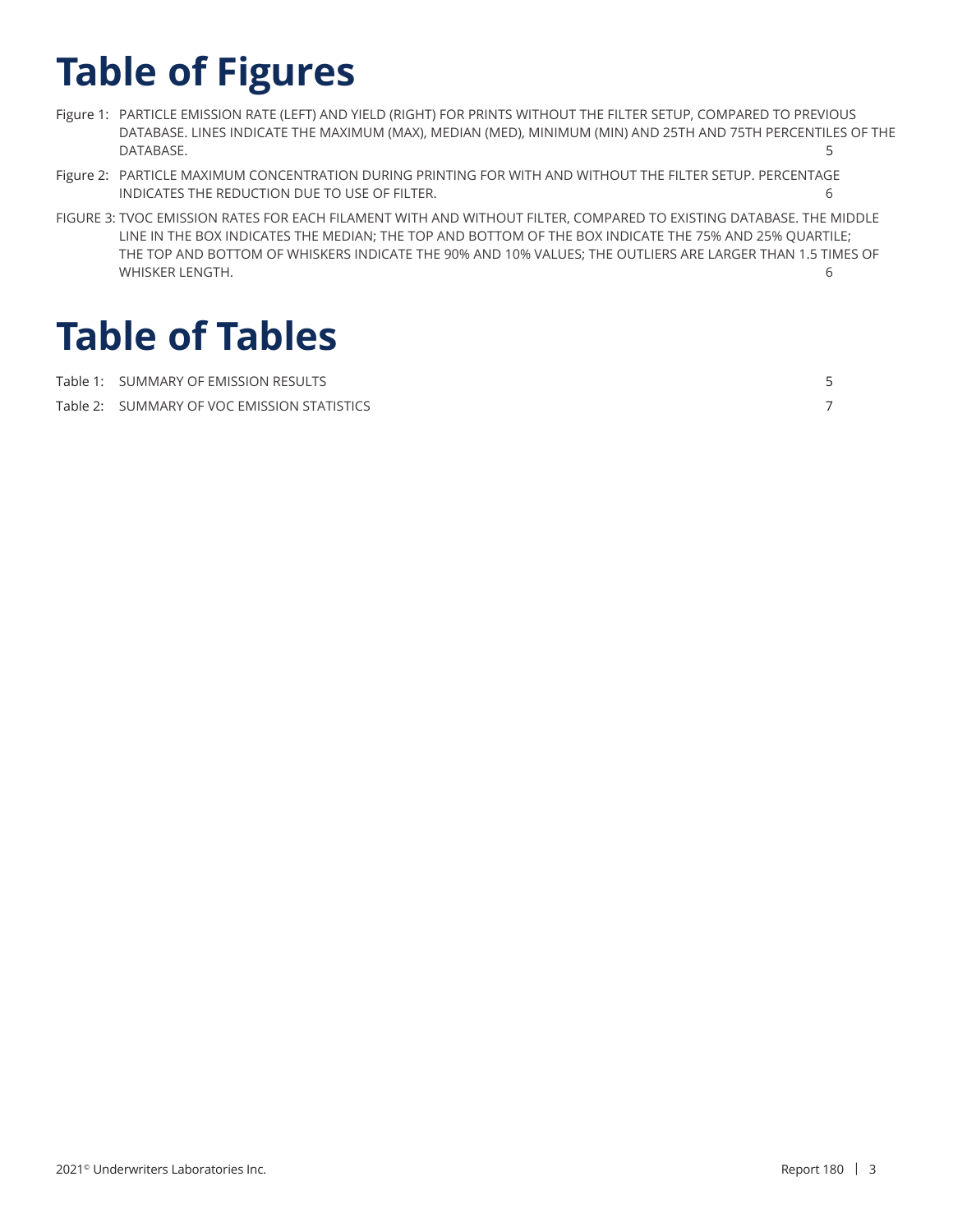# Table of Figures

Figure 1: PARTICLE EMISSION RATE (LEFT) AND YIELD (RIGHT) FOR PRINTS WITHOUT THE FILTER SETUP, COMPARED TO PREVIOUS DATABASE. LINES INDICATE THE MAXIMUM (MAX), MEDIAN (MED), MINIMUM (MIN) AND 25TH AND 75TH PERCENTILES OF THE DATABASE. 5

Figure 2: PARTICLE MAXIMUM CONCENTRATION DURING PRINTING FOR WITH AND WITHOUT THE FILTER SETUP. PERCENTAGE INDICATES THE REDUCTION DUE TO USE OF FILTER. 6

FIGURE 3: TVOC EMISSION RATES FOR EACH FILAMENT WITH AND WITHOUT FILTER, COMPARED TO EXISTING DATABASE. THE MIDDLE LINE IN THE BOX INDICATES THE MEDIAN; THE TOP AND BOTTOM OF THE BOX INDICATE THE 75% AND 25% QUARTILE; THE TOP AND BOTTOM OF WHISKERS INDICATE THE 90% AND 10% VALUES; THE OUTLIERS ARE LARGER THAN 1.5 TIMES OF WHISKER LENGTH. 6

# Table of Tables

Table 1: SUMMARY OF EMISSION RESULTS 5

Table 2: SUMMARY OF VOC EMISSION STATISTICS 7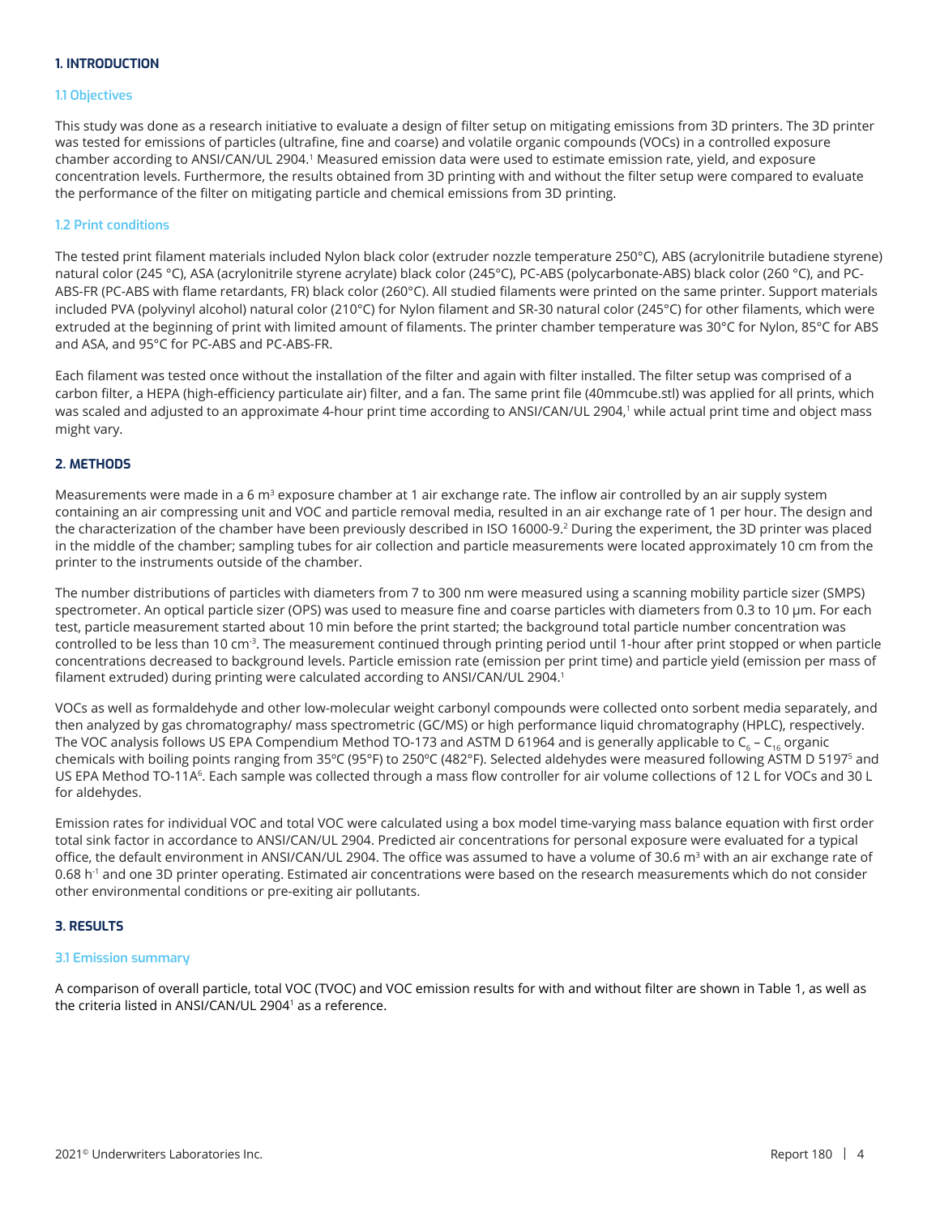## 1. INTRODUCTION

### 1.1 Objectives

This study was done as a research initiative to evaluate a design of filter setup on mitigating emissions from 3D printers. The 3D printer was tested for emissions of particles (ultrafine, fine and coarse) and volatile organic compounds (VOCs) in a controlled exposure chamber according to ANSI/CAN/UL 2904.[1] Measured emission data were used to estimate emission rate, yield, and exposure concentration levels. Furthermore, the results obtained from 3D printing with and without the filter setup were compared to evaluate the performance of the filter on mitigating particle and chemical emissions from 3D printing.

### 1.2 Print conditions

The tested print filament materials included Nylon black color (extruder nozzle temperature 250°C), ABS (acrylonitrile butadiene styrene) natural color (245 °C), ASA (acrylonitrile styrene acrylate) black color (245°C), PC-ABS (polycarbonate-ABS) black color (260 °C), and PC-ABS-FR (PC-ABS with flame retardants, FR) black color (260°C). All studied filaments were printed on the same printer. Support materials included PVA (polyvinyl alcohol) natural color (210°C) for Nylon filament and SR-30 natural color (245°C) for other filaments, which were extruded at the beginning of print with limited amount of filaments. The printer chamber temperature was 30°C for Nylon, 85°C for ABS and ASA, and 95°C for PC-ABS and PC-ABS-FR.

Each filament was tested once without the installation of the filter and again with filter installed. The filter setup was comprised of a carbon filter, a HEPA (high-efficiency particulate air) filter, and a fan. The same print file (40mmcube.stl) was applied for all prints, which was scaled and adjusted to an approximate 4-hour print time according to ANSI/CAN/UL 2904,[1] while actual print time and object mass might vary.

## 2. METHODS

Measurements were made in a 6 m$^3$ exposure chamber at 1 air exchange rate. The inflow air controlled by an air supply system containing an air compressing unit and VOC and particle removal media, resulted in an air exchange rate of 1 per hour. The design and the characterization of the chamber have been previously described in ISO 16000-9.[2] During the experiment, the 3D printer was placed in the middle of the chamber; sampling tubes for air collection and particle measurements were located approximately 10 cm from the printer to the instruments outside of the chamber.

The number distributions of particles with diameters from 7 to 300 nm were measured using a scanning mobility particle sizer (SMPS) spectrometer. An optical particle sizer (OPS) was used to measure fine and coarse particles with diameters from 0.3 to 10 µm. For each test, particle measurement started about 10 min before the print started; the background total particle number concentration was controlled to be less than 10 cm$^{-3}$. The measurement continued through printing period until 1-hour after print stopped or when particle concentrations decreased to background levels. Particle emission rate (emission per print time) and particle yield (emission per mass of filament extruded) during printing were calculated according to ANSI/CAN/UL 2904.[1]

VOCs as well as formaldehyde and other low-molecular weight carbonyl compounds were collected onto sorbent media separately, and then analyzed by gas chromatography/ mass spectrometric (GC/MS) or high performance liquid chromatography (HPLC), respectively. The VOC analysis follows US EPA Compendium Method TO-173 and ASTM D 61964 and is generally applicable to $C_6$ – $C_{16}$ organic chemicals with boiling points ranging from 35ºC (95°F) to 250ºC (482°F). Selected aldehydes were measured following ASTM D 5197[5] and US EPA Method TO-11A[6]. Each sample was collected through a mass flow controller for air volume collections of 12 L for VOCs and 30 L for aldehydes.

Emission rates for individual VOC and total VOC were calculated using a box model time-varying mass balance equation with first order total sink factor in accordance to ANSI/CAN/UL 2904. Predicted air concentrations for personal exposure were evaluated for a typical office, the default environment in ANSI/CAN/UL 2904. The office was assumed to have a volume of 30.6 m$^3$ with an air exchange rate of 0.68 h$^{-1}$ and one 3D printer operating. Estimated air concentrations were based on the research measurements which do not consider other environmental conditions or pre-exiting air pollutants.

## 3. RESULTS

### 3.1 Emission summary

A comparison of overall particle, total VOC (TVOC) and VOC emission results for with and without filter are shown in Table 1, as well as the criteria listed in ANSI/CAN/UL 2904[1] as a reference.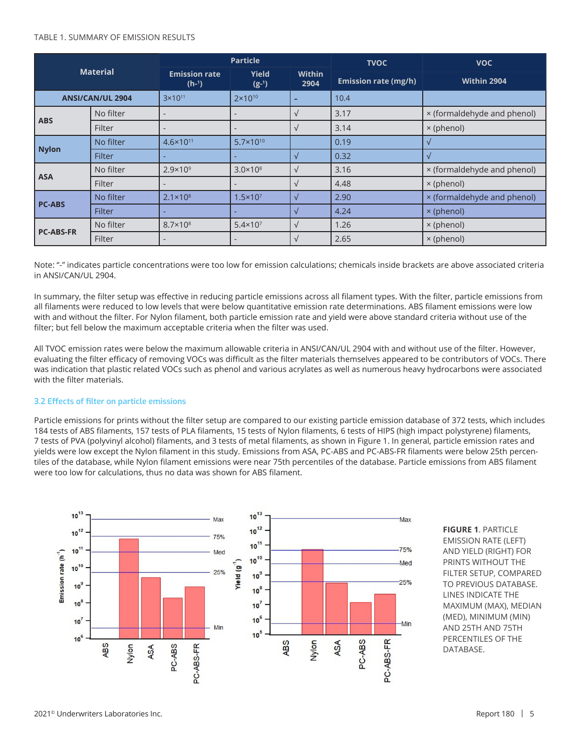TABLE 1. SUMMARY OF EMISSION RESULTS

| Material | | Particle | | | TVOC | VOC |
|---|---|---|---|---|---|---|
| | | Emission rate ($h^{-1}$) | Yield ($g^{-1}$) | Within 2904 | Emission rate (mg/h) | Within 2904 |
| ANSI/CAN/UL 2904 | | $3×10^{11}$ | $2×10^{10}$ | - | 10.4 | |
| ABS | No filter | - | - | √ | 3.17 | × (formaldehyde and phenol) |
| | Filter | - | - | √ | 3.14 | × (phenol) |
| Nylon | No filter | $4.6×10^{11}$ | $5.7×10^{10}$ | | 0.19 | √ |
| | Filter | - | - | √ | 0.32 | √ |
| ASA | No filter | $2.9×10^{9}$ | $3.0×10^{8}$ | √ | 3.16 | × (formaldehyde and phenol) |
| | Filter | - | - | √ | 4.48 | × (phenol) |
| PC-ABS | No filter | $2.1×10^{8}$ | $1.5×10^{7}$ | √ | 2.90 | × (formaldehyde and phenol) |
| | Filter | - | - | √ | 4.24 | × (phenol) |
| PC-ABS-FR | No filter | $8.7×10^{8}$ | $5.4×10^{7}$ | √ | 1.26 | × (phenol) |
| | Filter | - | - | √ | 2.65 | × (phenol) |

Note: "-" indicates particle concentrations were too low for emission calculations; chemicals inside brackets are above associated criteria in ANSI/CAN/UL 2904.

In summary, the filter setup was effective in reducing particle emissions across all filament types. With the filter, particle emissions from all filaments were reduced to low levels that were below quantitative emission rate determinations. ABS filament emissions were low with and without the filter. For Nylon filament, both particle emission rate and yield were above standard criteria without use of the filter; but fell below the maximum acceptable criteria when the filter was used.

All TVOC emission rates were below the maximum allowable criteria in ANSI/CAN/UL 2904 with and without use of the filter. However, evaluating the filter efficacy of removing VOCs was difficult as the filter materials themselves appeared to be contributors of VOCs. There was indication that plastic related VOCs such as phenol and various acrylates as well as numerous heavy hydrocarbons were associated with the filter materials.

### 3.2 Effects of filter on particle emissions

Particle emissions for prints without the filter setup are compared to our existing particle emission database of 372 tests, which includes 184 tests of ABS filaments, 157 tests of PLA filaments, 15 tests of Nylon filaments, 6 tests of HIPS (high impact polystyrene) filaments, 7 tests of PVA (polyvinyl alcohol) filaments, and 3 tests of metal filaments, as shown in Figure 1. In general, particle emission rates and yields were low except the Nylon filament in this study. Emissions from ASA, PC-ABS and PC-ABS-FR filaments were below 25th percentiles of the database, while Nylon filament emissions were near 75th percentiles of the database. Particle emissions from ABS filament were too low for calculations, thus no data was shown for ABS filament.

**FIGURE 1**. PARTICLE EMISSION RATE (LEFT) AND YIELD (RIGHT) FOR PRINTS WITHOUT THE FILTER SETUP, COMPARED TO PREVIOUS DATABASE. LINES INDICATE THE MAXIMUM (MAX), MEDIAN (MED), MINIMUM (MIN) AND 25TH AND 75TH PERCENTILES OF THE DATABASE.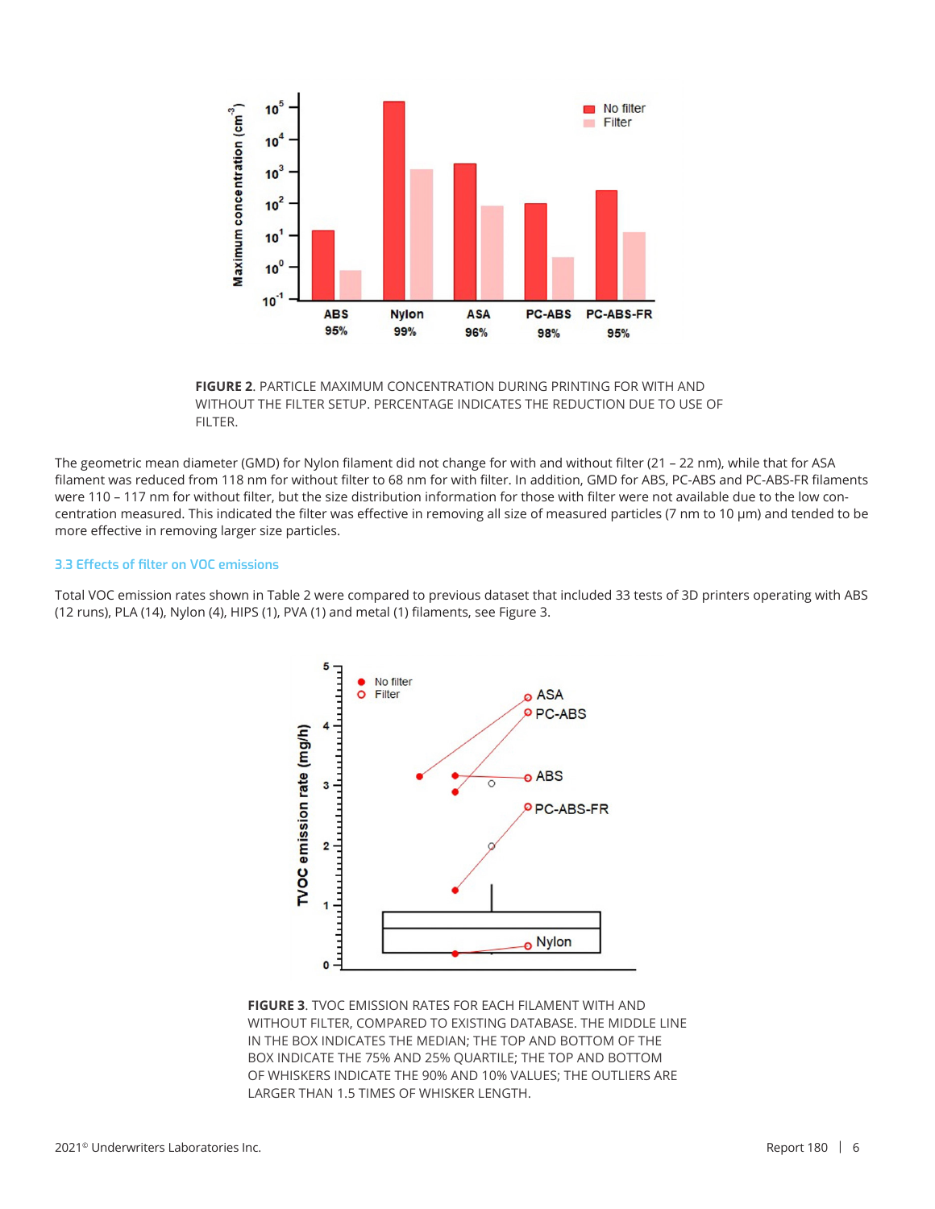**FIGURE 2**. PARTICLE MAXIMUM CONCENTRATION DURING PRINTING FOR WITH AND WITHOUT THE FILTER SETUP. PERCENTAGE INDICATES THE REDUCTION DUE TO USE OF FILTER.

The geometric mean diameter (GMD) for Nylon filament did not change for with and without filter (21 – 22 nm), while that for ASA filament was reduced from 118 nm for without filter to 68 nm for with filter. In addition, GMD for ABS, PC-ABS and PC-ABS-FR filaments were 110 – 117 nm for without filter, but the size distribution information for those with filter were not available due to the low concentration measured. This indicated the filter was effective in removing all size of measured particles (7 nm to 10 µm) and tended to be more effective in removing larger size particles.

### 3.3 Effects of filter on VOC emissions

Total VOC emission rates shown in Table 2 were compared to previous dataset that included 33 tests of 3D printers operating with ABS (12 runs), PLA (14), Nylon (4), HIPS (1), PVA (1) and metal (1) filaments, see Figure 3.

**FIGURE 3**. TVOC EMISSION RATES FOR EACH FILAMENT WITH AND WITHOUT FILTER, COMPARED TO EXISTING DATABASE. THE MIDDLE LINE IN THE BOX INDICATES THE MEDIAN; THE TOP AND BOTTOM OF THE BOX INDICATE THE 75% AND 25% QUARTILE; THE TOP AND BOTTOM OF WHISKERS INDICATE THE 90% AND 10% VALUES; THE OUTLIERS ARE LARGER THAN 1.5 TIMES OF WHISKER LENGTH.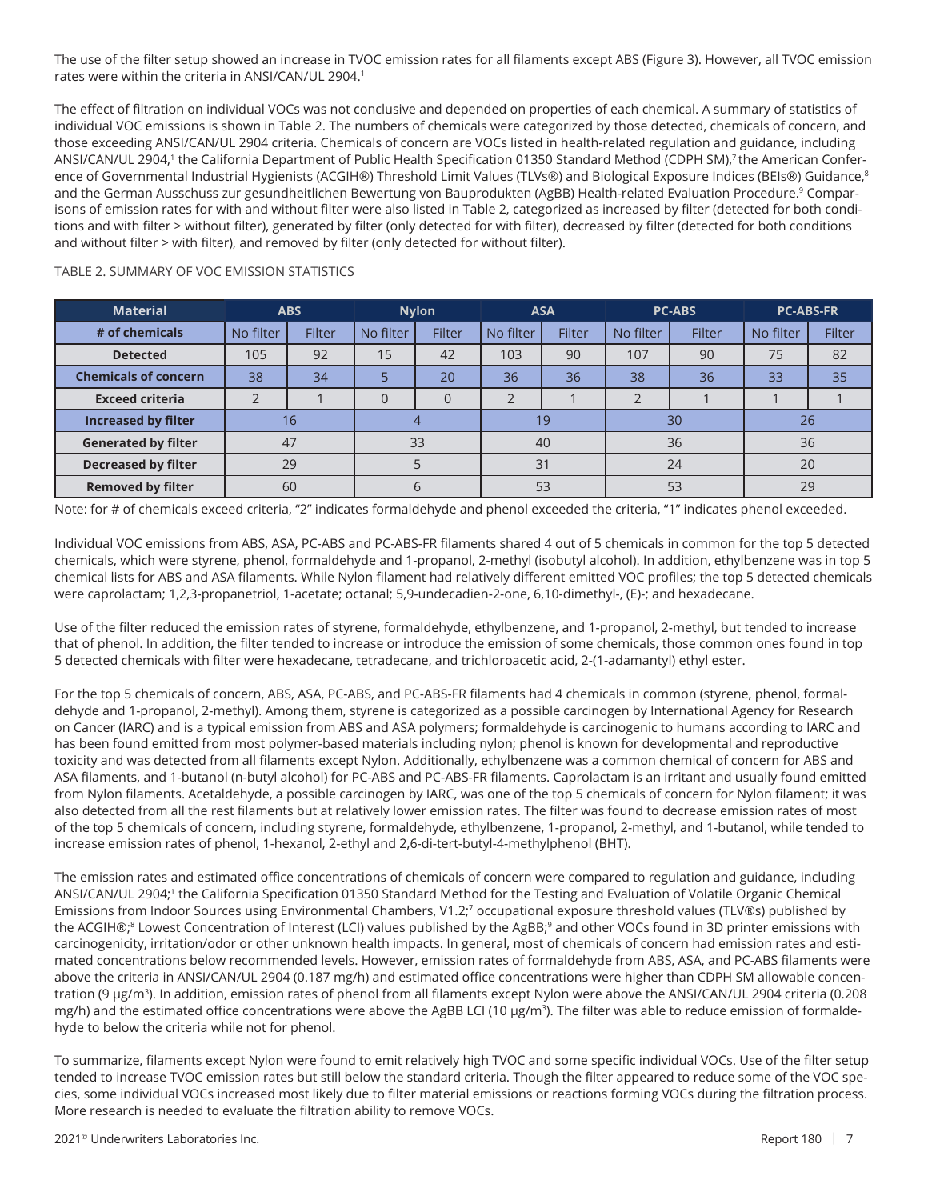The use of the filter setup showed an increase in TVOC emission rates for all filaments except ABS (Figure 3). However, all TVOC emission rates were within the criteria in ANSI/CAN/UL 2904.[1]

The effect of filtration on individual VOCs was not conclusive and depended on properties of each chemical. A summary of statistics of individual VOC emissions is shown in Table 2. The numbers of chemicals were categorized by those detected, chemicals of concern, and those exceeding ANSI/CAN/UL 2904 criteria. Chemicals of concern are VOCs listed in health-related regulation and guidance, including ANSI/CAN/UL 2904,[1] the California Department of Public Health Specification 01350 Standard Method (CDPH SM),[7] the American Conference of Governmental Industrial Hygienists (ACGIH®) Threshold Limit Values (TLVs®) and Biological Exposure Indices (BEIs®) Guidance,[8] and the German Ausschuss zur gesundheitlichen Bewertung von Bauprodukten (AgBB) Health-related Evaluation Procedure.[9] Comparisons of emission rates for with and without filter were also listed in Table 2, categorized as increased by filter (detected for both conditions and with filter > without filter), generated by filter (only detected for with filter), decreased by filter (detected for both conditions and without filter > with filter), and removed by filter (only detected for without filter).

TABLE 2. SUMMARY OF VOC EMISSION STATISTICS

| Material | ABS | | Nylon | | ASA | | PC-ABS | | PC-ABS-FR | |
|---|---|---|---|---|---|---|---|---|---|---|
| # of chemicals | No filter | Filter | No filter | Filter | No filter | Filter | No filter | Filter | No filter | Filter |
| Detected | 105 | 92 | 15 | 42 | 103 | 90 | 107 | 90 | 75 | 82 |
| Chemicals of concern | 38 | 34 | 5 | 20 | 36 | 36 | 38 | 36 | 33 | 35 |
| Exceed criteria | 2 | 1 | 0 | 0 | 2 | 1 | 2 | 1 | 1 | 1 |
| Increased by filter | 16 | | 4 | | 19 | | 30 | | 26 | |
| Generated by filter | 47 | | 33 | | 40 | | 36 | | 36 | |
| Decreased by filter | 29 | | 5 | | 31 | | 24 | | 20 | |
| Removed by filter | 60 | | 6 | | 53 | | 53 | | 29 | |

Note: for # of chemicals exceed criteria, "2" indicates formaldehyde and phenol exceeded the criteria, "1" indicates phenol exceeded.

Individual VOC emissions from ABS, ASA, PC-ABS and PC-ABS-FR filaments shared 4 out of 5 chemicals in common for the top 5 detected chemicals, which were styrene, phenol, formaldehyde and 1-propanol, 2-methyl (isobutyl alcohol). In addition, ethylbenzene was in top 5 chemical lists for ABS and ASA filaments. While Nylon filament had relatively different emitted VOC profiles; the top 5 detected chemicals were caprolactam; 1,2,3-propanetriol, 1-acetate; octanal; 5,9-undecadien-2-one, 6,10-dimethyl-, (E)-; and hexadecane.

Use of the filter reduced the emission rates of styrene, formaldehyde, ethylbenzene, and 1-propanol, 2-methyl, but tended to increase that of phenol. In addition, the filter tended to increase or introduce the emission of some chemicals, those common ones found in top 5 detected chemicals with filter were hexadecane, tetradecane, and trichloroacetic acid, 2-(1-adamantyl) ethyl ester.

For the top 5 chemicals of concern, ABS, ASA, PC-ABS, and PC-ABS-FR filaments had 4 chemicals in common (styrene, phenol, formaldehyde and 1-propanol, 2-methyl). Among them, styrene is categorized as a possible carcinogen by International Agency for Research on Cancer (IARC) and is a typical emission from ABS and ASA polymers; formaldehyde is carcinogenic to humans according to IARC and has been found emitted from most polymer-based materials including nylon; phenol is known for developmental and reproductive toxicity and was detected from all filaments except Nylon. Additionally, ethylbenzene was a common chemical of concern for ABS and ASA filaments, and 1-butanol (n-butyl alcohol) for PC-ABS and PC-ABS-FR filaments. Caprolactam is an irritant and usually found emitted from Nylon filaments. Acetaldehyde, a possible carcinogen by IARC, was one of the top 5 chemicals of concern for Nylon filament; it was also detected from all the rest filaments but at relatively lower emission rates. The filter was found to decrease emission rates of most of the top 5 chemicals of concern, including styrene, formaldehyde, ethylbenzene, 1-propanol, 2-methyl, and 1-butanol, while tended to increase emission rates of phenol, 1-hexanol, 2-ethyl and 2,6-di-tert-butyl-4-methylphenol (BHT).

The emission rates and estimated office concentrations of chemicals of concern were compared to regulation and guidance, including ANSI/CAN/UL 2904;[1] the California Specification 01350 Standard Method for the Testing and Evaluation of Volatile Organic Chemical Emissions from Indoor Sources using Environmental Chambers, V1.2;[7] occupational exposure threshold values (TLV®s) published by the ACGIH®;[8] Lowest Concentration of Interest (LCI) values published by the AgBB;[9] and other VOCs found in 3D printer emissions with carcinogenicity, irritation/odor or other unknown health impacts. In general, most of chemicals of concern had emission rates and estimated concentrations below recommended levels. However, emission rates of formaldehyde from ABS, ASA, and PC-ABS filaments were above the criteria in ANSI/CAN/UL 2904 (0.187 mg/h) and estimated office concentrations were higher than CDPH SM allowable concentration (9 μg/m$^3$). In addition, emission rates of phenol from all filaments except Nylon were above the ANSI/CAN/UL 2904 criteria (0.208 mg/h) and the estimated office concentrations were above the AgBB LCI (10 μg/m$^3$). The filter was able to reduce emission of formaldehyde to below the criteria while not for phenol.

To summarize, filaments except Nylon were found to emit relatively high TVOC and some specific individual VOCs. Use of the filter setup tended to increase TVOC emission rates but still below the standard criteria. Though the filter appeared to reduce some of the VOC species, some individual VOCs increased most likely due to filter material emissions or reactions forming VOCs during the filtration process. More research is needed to evaluate the filtration ability to remove VOCs.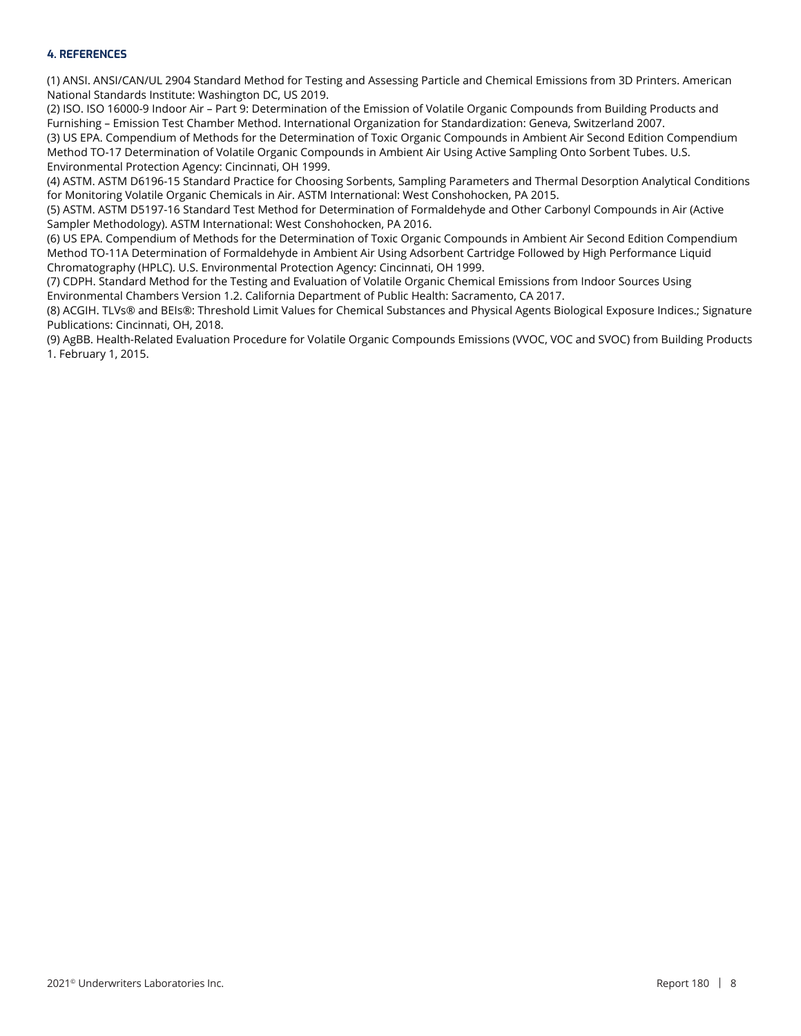#### 4. REFERENCES

(1) ANSI. ANSI/CAN/UL 2904 Standard Method for Testing and Assessing Particle and Chemical Emissions from 3D Printers. American National Standards Institute: Washington DC, US 2019.

(2) ISO. ISO 16000-9 Indoor Air – Part 9: Determination of the Emission of Volatile Organic Compounds from Building Products and Furnishing – Emission Test Chamber Method. International Organization for Standardization: Geneva, Switzerland 2007.

(3) US EPA. Compendium of Methods for the Determination of Toxic Organic Compounds in Ambient Air Second Edition Compendium Method TO-17 Determination of Volatile Organic Compounds in Ambient Air Using Active Sampling Onto Sorbent Tubes. U.S. Environmental Protection Agency: Cincinnati, OH 1999.

(4) ASTM. ASTM D6196-15 Standard Practice for Choosing Sorbents, Sampling Parameters and Thermal Desorption Analytical Conditions for Monitoring Volatile Organic Chemicals in Air. ASTM International: West Conshohocken, PA 2015.

(5) ASTM. ASTM D5197-16 Standard Test Method for Determination of Formaldehyde and Other Carbonyl Compounds in Air (Active Sampler Methodology). ASTM International: West Conshohocken, PA 2016.

(6) US EPA. Compendium of Methods for the Determination of Toxic Organic Compounds in Ambient Air Second Edition Compendium Method TO-11A Determination of Formaldehyde in Ambient Air Using Adsorbent Cartridge Followed by High Performance Liquid Chromatography (HPLC). U.S. Environmental Protection Agency: Cincinnati, OH 1999.

(7) CDPH. Standard Method for the Testing and Evaluation of Volatile Organic Chemical Emissions from Indoor Sources Using Environmental Chambers Version 1.2. California Department of Public Health: Sacramento, CA 2017.

(8) ACGIH. TLVs® and BEIs®: Threshold Limit Values for Chemical Substances and Physical Agents Biological Exposure Indices.; Signature Publications: Cincinnati, OH, 2018.

(9) AgBB. Health-Related Evaluation Procedure for Volatile Organic Compounds Emissions (VVOC, VOC and SVOC) from Building Products 1. February 1, 2015.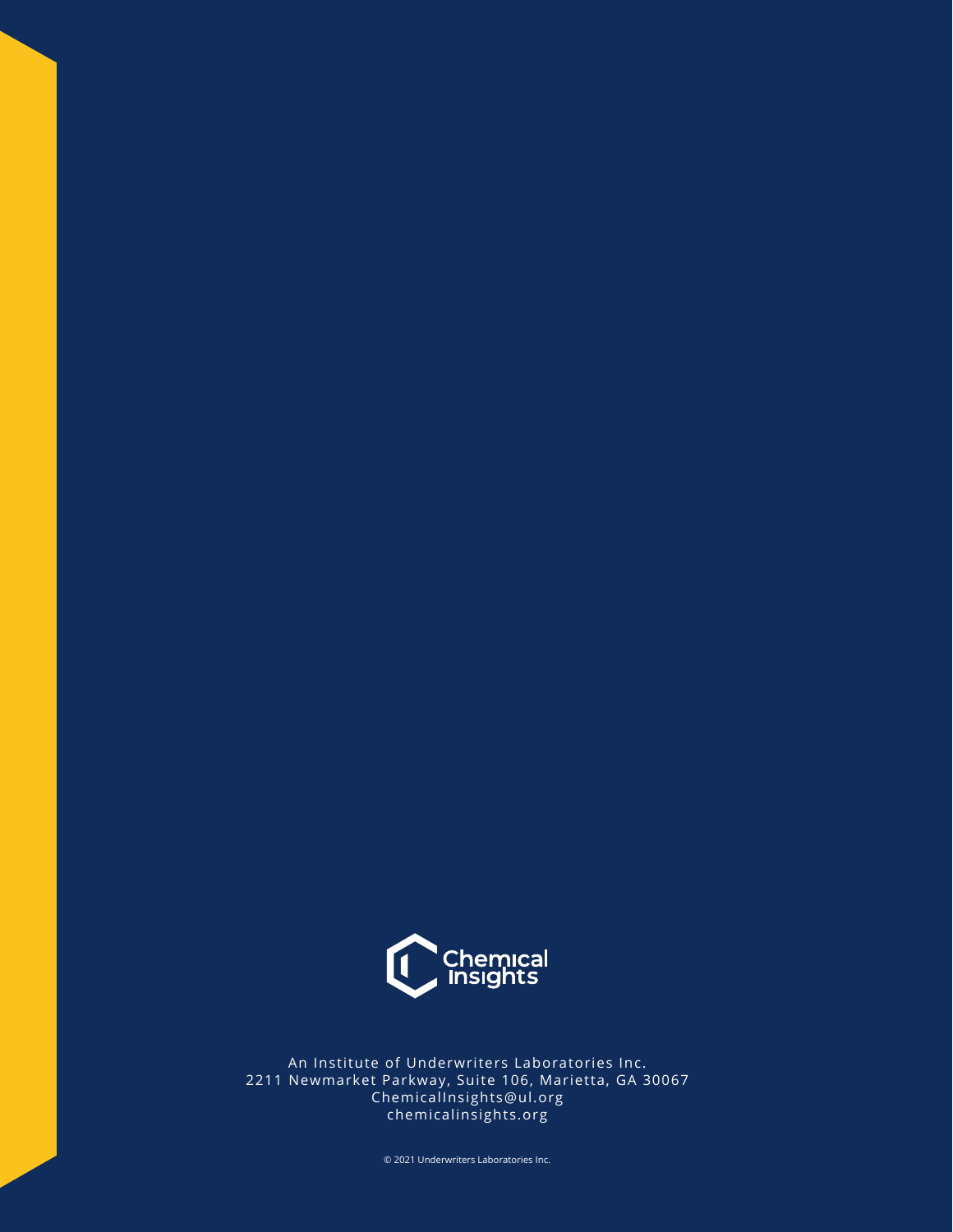Chemical Insights

An Institute of Underwriters Laboratories Inc.
2211 Newmarket Parkway, Suite 106, Marietta, GA 30067
ChemicalInsights@ul.org
chemicalinsights.org

© 2021 Underwriters Laboratories Inc.